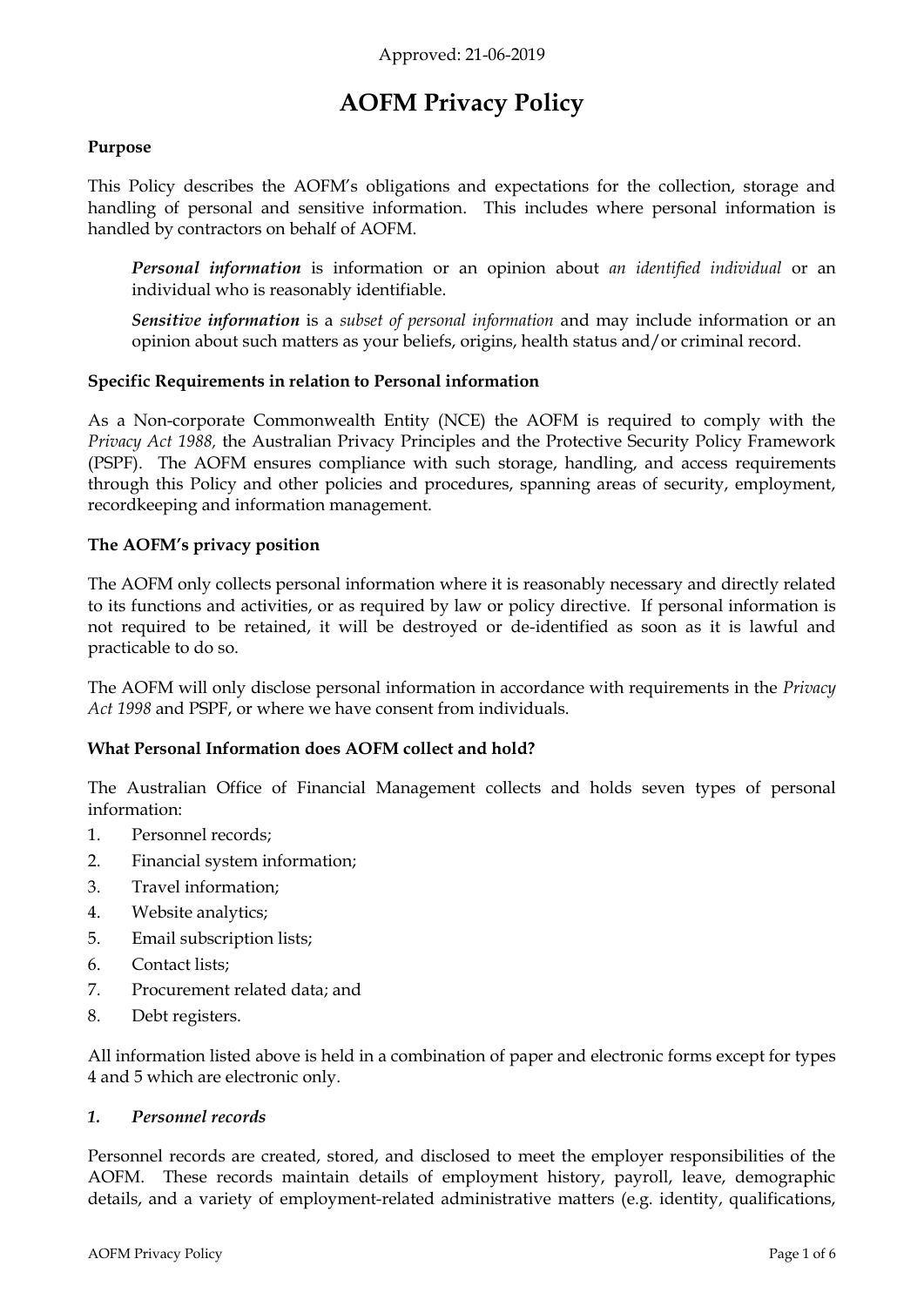Approved: 21-06-2019

# AOFM Privacy Policy

**Purpose**

This Policy describes the AOFM's obligations and expectations for the collection, storage and handling of personal and sensitive information. This includes where personal information is handled by contractors on behalf of AOFM.

> ***Personal information*** is information or an opinion about *an identified individual* or an individual who is reasonably identifiable.
>
> ***Sensitive information*** is a *subset of personal information* and may include information or an opinion about such matters as your beliefs, origins, health status and/or criminal record.

**Specific Requirements in relation to Personal information**

As a Non-corporate Commonwealth Entity (NCE) the AOFM is required to comply with the *Privacy Act 1988,* the Australian Privacy Principles and the Protective Security Policy Framework (PSPF). The AOFM ensures compliance with such storage, handling, and access requirements through this Policy and other policies and procedures, spanning areas of security, employment, recordkeeping and information management.

**The AOFM's privacy position**

The AOFM only collects personal information where it is reasonably necessary and directly related to its functions and activities, or as required by law or policy directive. If personal information is not required to be retained, it will be destroyed or de-identified as soon as it is lawful and practicable to do so.

The AOFM will only disclose personal information in accordance with requirements in the *Privacy Act 1998* and PSPF, or where we have consent from individuals.

**What Personal Information does AOFM collect and hold?**

The Australian Office of Financial Management collects and holds seven types of personal information:

1. Personnel records;
2. Financial system information;
3. Travel information;
4. Website analytics;
5. Email subscription lists;
6. Contact lists;
7. Procurement related data; and
8. Debt registers.

All information listed above is held in a combination of paper and electronic forms except for types 4 and 5 which are electronic only.

***1. Personnel records***

Personnel records are created, stored, and disclosed to meet the employer responsibilities of the AOFM. These records maintain details of employment history, payroll, leave, demographic details, and a variety of employment-related administrative matters (e.g. identity, qualifications,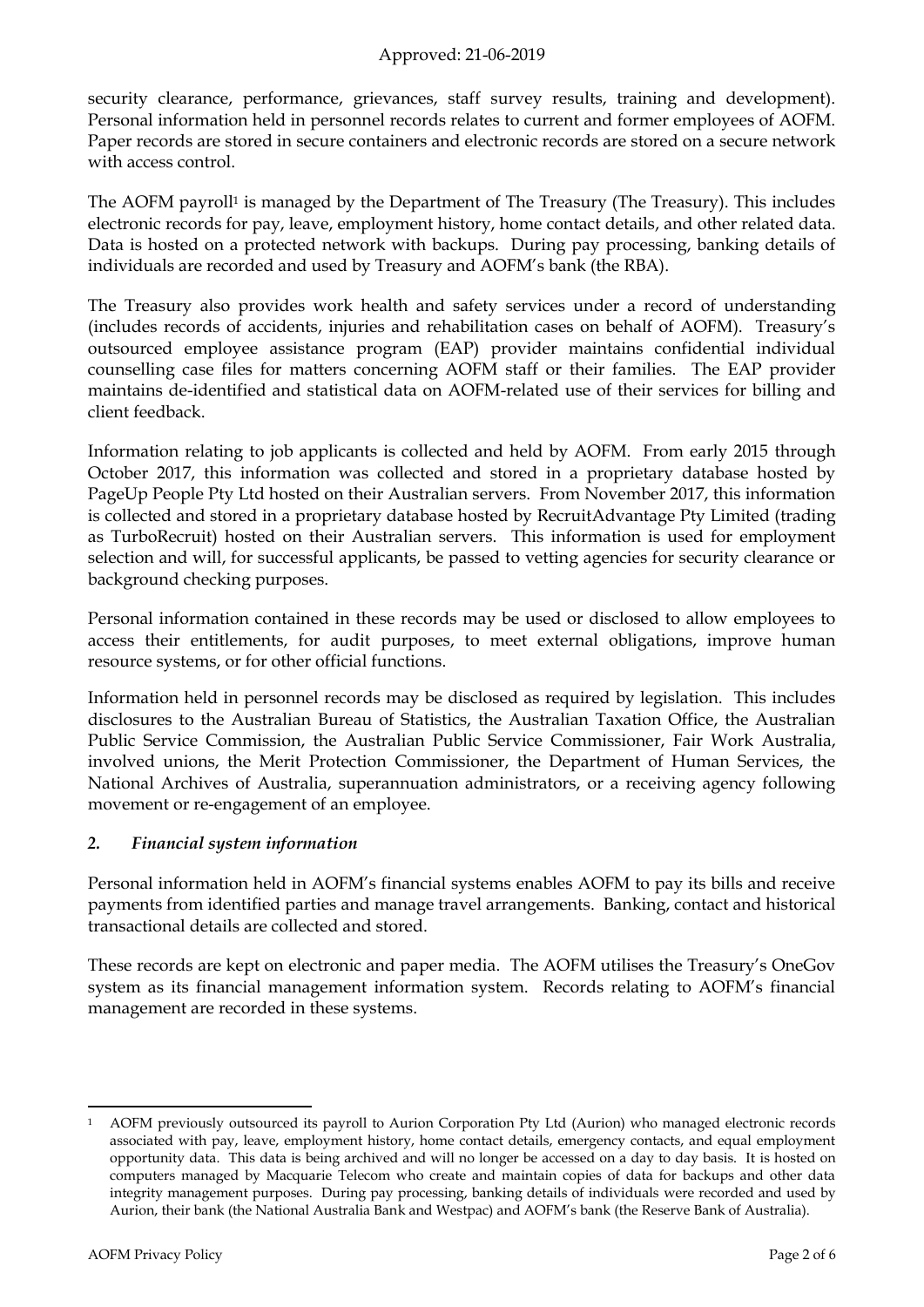security clearance, performance, grievances, staff survey results, training and development). Personal information held in personnel records relates to current and former employees of AOFM. Paper records are stored in secure containers and electronic records are stored on a secure network with access control.

The AOFM payroll[1] is managed by the Department of The Treasury (The Treasury). This includes electronic records for pay, leave, employment history, home contact details, and other related data. Data is hosted on a protected network with backups. During pay processing, banking details of individuals are recorded and used by Treasury and AOFM's bank (the RBA).

The Treasury also provides work health and safety services under a record of understanding (includes records of accidents, injuries and rehabilitation cases on behalf of AOFM). Treasury's outsourced employee assistance program (EAP) provider maintains confidential individual counselling case files for matters concerning AOFM staff or their families. The EAP provider maintains de-identified and statistical data on AOFM-related use of their services for billing and client feedback.

Information relating to job applicants is collected and held by AOFM. From early 2015 through October 2017, this information was collected and stored in a proprietary database hosted by PageUp People Pty Ltd hosted on their Australian servers. From November 2017, this information is collected and stored in a proprietary database hosted by RecruitAdvantage Pty Limited (trading as TurboRecruit) hosted on their Australian servers. This information is used for employment selection and will, for successful applicants, be passed to vetting agencies for security clearance or background checking purposes.

Personal information contained in these records may be used or disclosed to allow employees to access their entitlements, for audit purposes, to meet external obligations, improve human resource systems, or for other official functions.

Information held in personnel records may be disclosed as required by legislation. This includes disclosures to the Australian Bureau of Statistics, the Australian Taxation Office, the Australian Public Service Commission, the Australian Public Service Commissioner, Fair Work Australia, involved unions, the Merit Protection Commissioner, the Department of Human Services, the National Archives of Australia, superannuation administrators, or a receiving agency following movement or re-engagement of an employee.

### 2. *Financial system information*

Personal information held in AOFM's financial systems enables AOFM to pay its bills and receive payments from identified parties and manage travel arrangements. Banking, contact and historical transactional details are collected and stored.

These records are kept on electronic and paper media. The AOFM utilises the Treasury's OneGov system as its financial management information system. Records relating to AOFM's financial management are recorded in these systems.

---

[1] AOFM previously outsourced its payroll to Aurion Corporation Pty Ltd (Aurion) who managed electronic records associated with pay, leave, employment history, home contact details, emergency contacts, and equal employment opportunity data. This data is being archived and will no longer be accessed on a day to day basis. It is hosted on computers managed by Macquarie Telecom who create and maintain copies of data for backups and other data integrity management purposes. During pay processing, banking details of individuals were recorded and used by Aurion, their bank (the National Australia Bank and Westpac) and AOFM's bank (the Reserve Bank of Australia).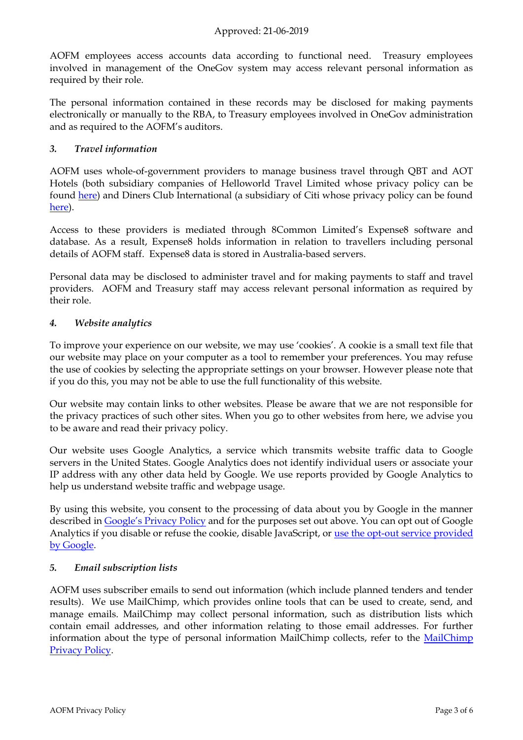AOFM employees access accounts data according to functional need. Treasury employees involved in management of the OneGov system may access relevant personal information as required by their role.

The personal information contained in these records may be disclosed for making payments electronically or manually to the RBA, to Treasury employees involved in OneGov administration and as required to the AOFM's auditors.

### *3. Travel information*

AOFM uses whole-of-government providers to manage business travel through QBT and AOT Hotels (both subsidiary companies of Helloworld Travel Limited whose privacy policy can be found here) and Diners Club International (a subsidiary of Citi whose privacy policy can be found here).

Access to these providers is mediated through 8Common Limited's Expense8 software and database. As a result, Expense8 holds information in relation to travellers including personal details of AOFM staff. Expense8 data is stored in Australia-based servers.

Personal data may be disclosed to administer travel and for making payments to staff and travel providers. AOFM and Treasury staff may access relevant personal information as required by their role.

### *4. Website analytics*

To improve your experience on our website, we may use 'cookies'. A cookie is a small text file that our website may place on your computer as a tool to remember your preferences. You may refuse the use of cookies by selecting the appropriate settings on your browser. However please note that if you do this, you may not be able to use the full functionality of this website.

Our website may contain links to other websites. Please be aware that we are not responsible for the privacy practices of such other sites. When you go to other websites from here, we advise you to be aware and read their privacy policy.

Our website uses Google Analytics, a service which transmits website traffic data to Google servers in the United States. Google Analytics does not identify individual users or associate your IP address with any other data held by Google. We use reports provided by Google Analytics to help us understand website traffic and webpage usage.

By using this website, you consent to the processing of data about you by Google in the manner described in Google's Privacy Policy and for the purposes set out above. You can opt out of Google Analytics if you disable or refuse the cookie, disable JavaScript, or use the opt-out service provided by Google.

### *5. Email subscription lists*

AOFM uses subscriber emails to send out information (which include planned tenders and tender results). We use MailChimp, which provides online tools that can be used to create, send, and manage emails. MailChimp may collect personal information, such as distribution lists which contain email addresses, and other information relating to those email addresses. For further information about the type of personal information MailChimp collects, refer to the MailChimp Privacy Policy.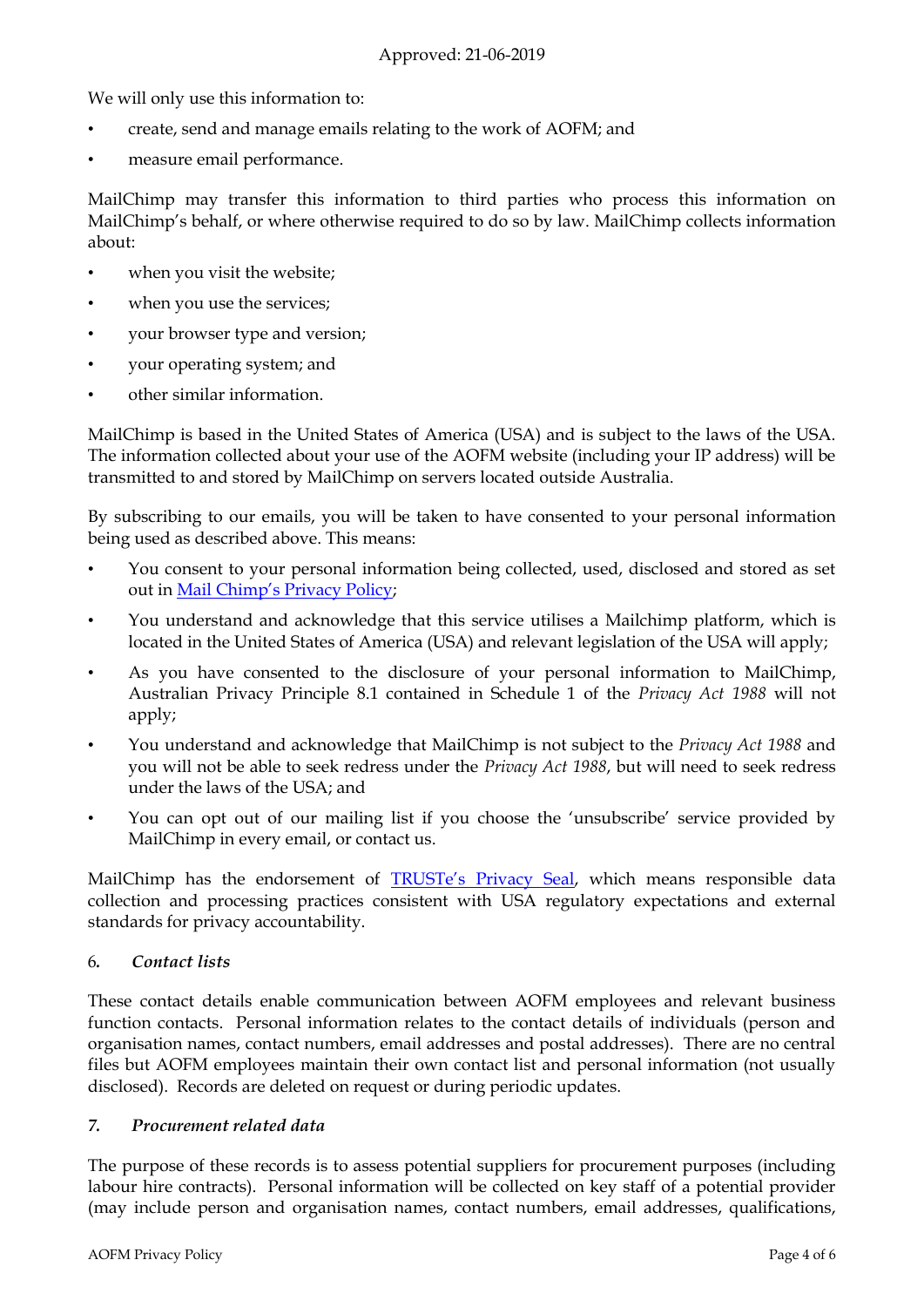Approved: 21-06-2019

We will only use this information to:

- create, send and manage emails relating to the work of AOFM; and
- measure email performance.

MailChimp may transfer this information to third parties who process this information on MailChimp's behalf, or where otherwise required to do so by law. MailChimp collects information about:

- when you visit the website;
- when you use the services;
- your browser type and version;
- your operating system; and
- other similar information.

MailChimp is based in the United States of America (USA) and is subject to the laws of the USA. The information collected about your use of the AOFM website (including your IP address) will be transmitted to and stored by MailChimp on servers located outside Australia.

By subscribing to our emails, you will be taken to have consented to your personal information being used as described above. This means:

- You consent to your personal information being collected, used, disclosed and stored as set out in [Mail Chimp's Privacy Policy](#);
- You understand and acknowledge that this service utilises a Mailchimp platform, which is located in the United States of America (USA) and relevant legislation of the USA will apply;
- As you have consented to the disclosure of your personal information to MailChimp, Australian Privacy Principle 8.1 contained in Schedule 1 of the *Privacy Act 1988* will not apply;
- You understand and acknowledge that MailChimp is not subject to the *Privacy Act 1988* and you will not be able to seek redress under the *Privacy Act 1988*, but will need to seek redress under the laws of the USA; and
- You can opt out of our mailing list if you choose the 'unsubscribe' service provided by MailChimp in every email, or contact us.

MailChimp has the endorsement of [TRUSTe's Privacy Seal](#), which means responsible data collection and processing practices consistent with USA regulatory expectations and external standards for privacy accountability.

### 6. *Contact lists*

These contact details enable communication between AOFM employees and relevant business function contacts. Personal information relates to the contact details of individuals (person and organisation names, contact numbers, email addresses and postal addresses). There are no central files but AOFM employees maintain their own contact list and personal information (not usually disclosed). Records are deleted on request or during periodic updates.

### *7. Procurement related data*

The purpose of these records is to assess potential suppliers for procurement purposes (including labour hire contracts). Personal information will be collected on key staff of a potential provider (may include person and organisation names, contact numbers, email addresses, qualifications,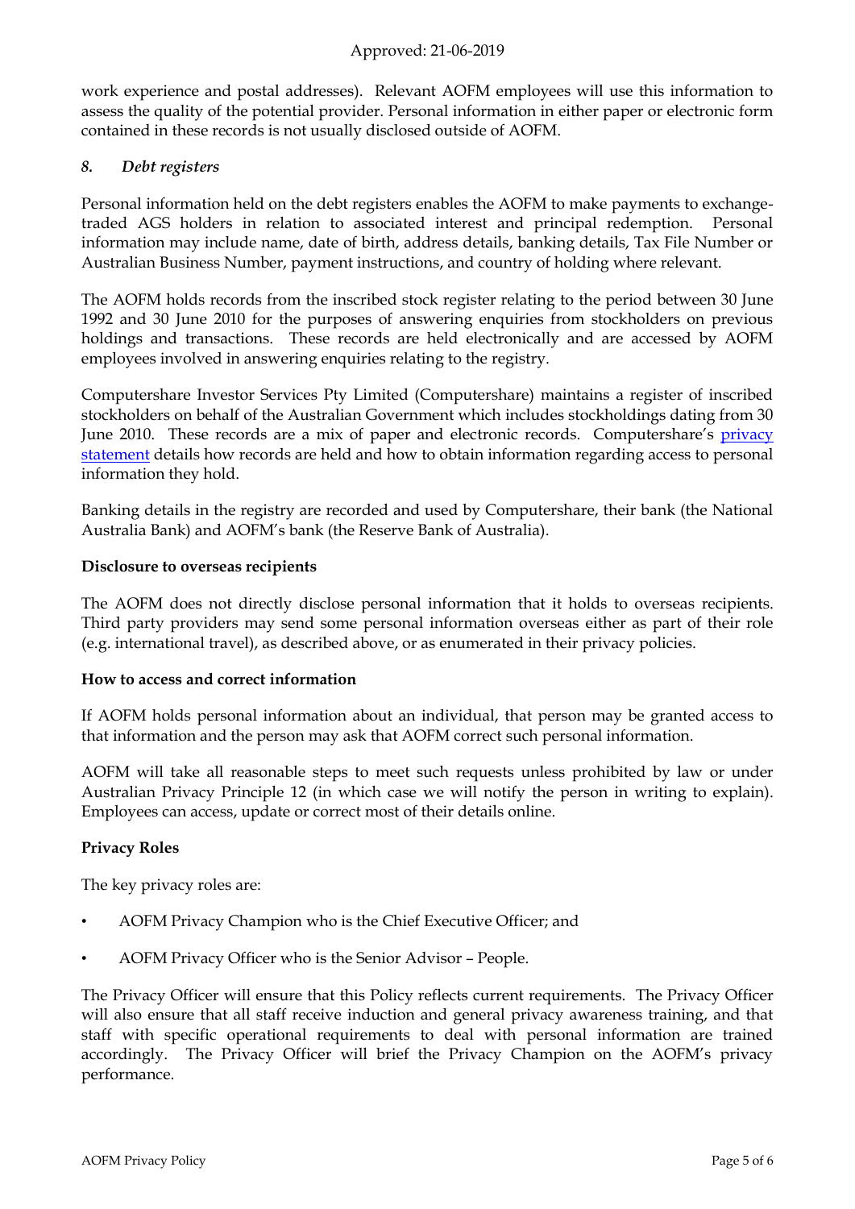work experience and postal addresses). Relevant AOFM employees will use this information to assess the quality of the potential provider. Personal information in either paper or electronic form contained in these records is not usually disclosed outside of AOFM.

### *8. Debt registers*

Personal information held on the debt registers enables the AOFM to make payments to exchange-traded AGS holders in relation to associated interest and principal redemption. Personal information may include name, date of birth, address details, banking details, Tax File Number or Australian Business Number, payment instructions, and country of holding where relevant.

The AOFM holds records from the inscribed stock register relating to the period between 30 June 1992 and 30 June 2010 for the purposes of answering enquiries from stockholders on previous holdings and transactions. These records are held electronically and are accessed by AOFM employees involved in answering enquiries relating to the registry.

Computershare Investor Services Pty Limited (Computershare) maintains a register of inscribed stockholders on behalf of the Australian Government which includes stockholdings dating from 30 June 2010. These records are a mix of paper and electronic records. Computershare's privacy statement details how records are held and how to obtain information regarding access to personal information they hold.

Banking details in the registry are recorded and used by Computershare, their bank (the National Australia Bank) and AOFM's bank (the Reserve Bank of Australia).

## Disclosure to overseas recipients

The AOFM does not directly disclose personal information that it holds to overseas recipients. Third party providers may send some personal information overseas either as part of their role (e.g. international travel), as described above, or as enumerated in their privacy policies.

## How to access and correct information

If AOFM holds personal information about an individual, that person may be granted access to that information and the person may ask that AOFM correct such personal information.

AOFM will take all reasonable steps to meet such requests unless prohibited by law or under Australian Privacy Principle 12 (in which case we will notify the person in writing to explain). Employees can access, update or correct most of their details online.

## Privacy Roles

The key privacy roles are:

- AOFM Privacy Champion who is the Chief Executive Officer; and
- AOFM Privacy Officer who is the Senior Advisor – People.

The Privacy Officer will ensure that this Policy reflects current requirements. The Privacy Officer will also ensure that all staff receive induction and general privacy awareness training, and that staff with specific operational requirements to deal with personal information are trained accordingly. The Privacy Officer will brief the Privacy Champion on the AOFM's privacy performance.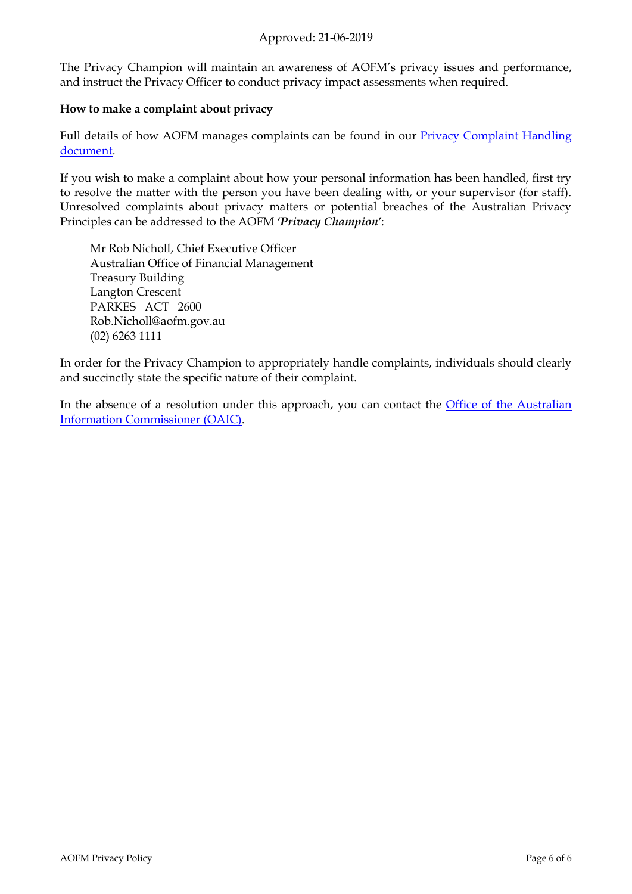Approved: 21-06-2019

The Privacy Champion will maintain an awareness of AOFM's privacy issues and performance, and instruct the Privacy Officer to conduct privacy impact assessments when required.

**How to make a complaint about privacy**

Full details of how AOFM manages complaints can be found in our Privacy Complaint Handling document.

If you wish to make a complaint about how your personal information has been handled, first try to resolve the matter with the person you have been dealing with, or your supervisor (for staff). Unresolved complaints about privacy matters or potential breaches of the Australian Privacy Principles can be addressed to the AOFM ***'Privacy Champion'***:

> Mr Rob Nicholl, Chief Executive Officer
> Australian Office of Financial Management
> Treasury Building
> Langton Crescent
> PARKES ACT 2600
> Rob.Nicholl@aofm.gov.au
> (02) 6263 1111

In order for the Privacy Champion to appropriately handle complaints, individuals should clearly and succinctly state the specific nature of their complaint.

In the absence of a resolution under this approach, you can contact the Office of the Australian Information Commissioner (OAIC).